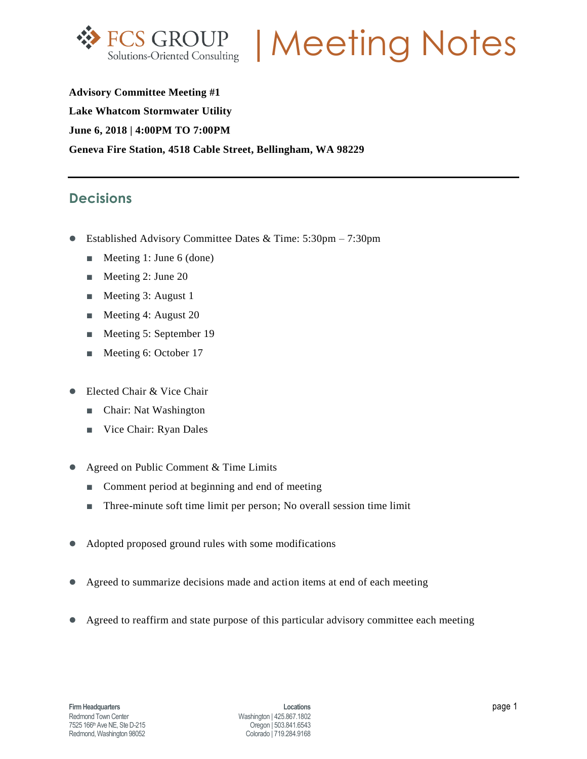# FCS GROUP | Meeting Notes

**Advisory Committee Meeting #1**

**Lake Whatcom Stormwater Utility**

**June 6, 2018 | 4:00PM TO 7:00PM**

**Geneva Fire Station, 4518 Cable Street, Bellingham, WA 98229**

---

## Decisions

- Established Advisory Committee Dates & Time: 5:30pm – 7:30pm
  - Meeting 1: June 6 (done)
  - Meeting 2: June 20
  - Meeting 3: August 1
  - Meeting 4: August 20
  - Meeting 5: September 19
  - Meeting 6: October 17

- Elected Chair & Vice Chair
  - Chair: Nat Washington
  - Vice Chair: Ryan Dales

- Agreed on Public Comment & Time Limits
  - Comment period at beginning and end of meeting
  - Three-minute soft time limit per person; No overall session time limit

- Adopted proposed ground rules with some modifications

- Agreed to summarize decisions made and action items at end of each meeting

- Agreed to reaffirm and state purpose of this particular advisory committee each meeting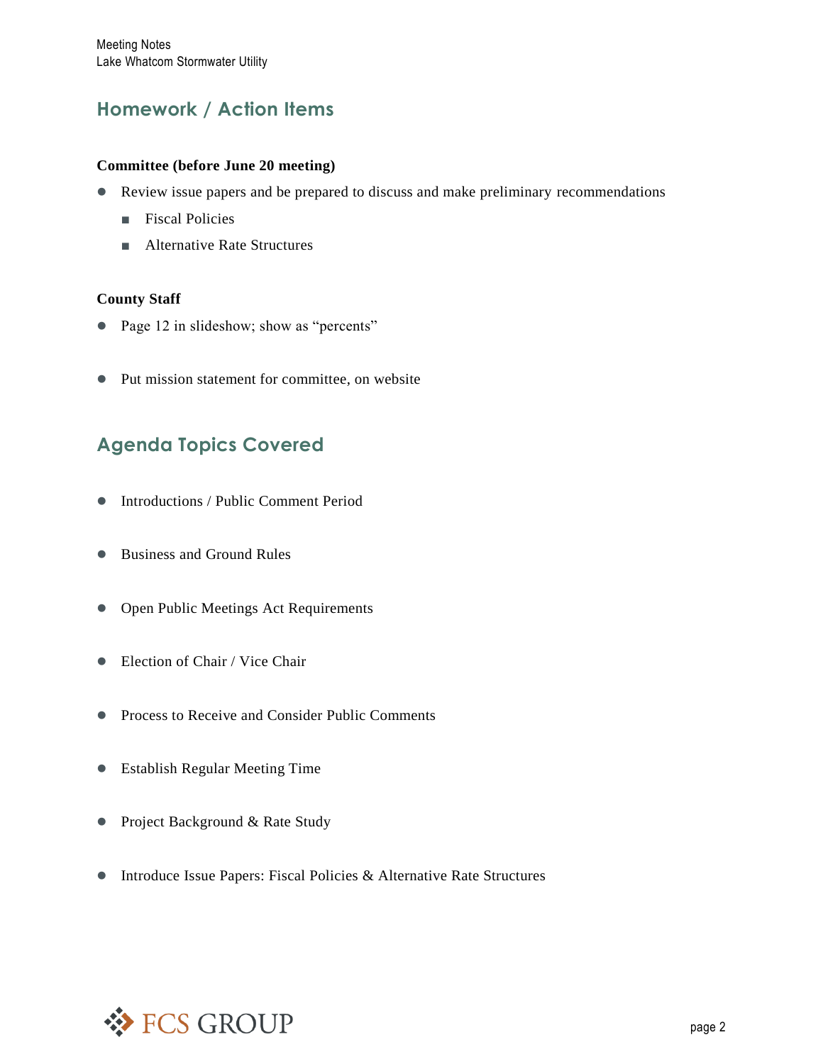## Homework / Action Items

**Committee (before June 20 meeting)**

- Review issue papers and be prepared to discuss and make preliminary recommendations
  - Fiscal Policies
  - Alternative Rate Structures

**County Staff**

- Page 12 in slideshow; show as "percents"
- Put mission statement for committee, on website

## Agenda Topics Covered

- Introductions / Public Comment Period
- Business and Ground Rules
- Open Public Meetings Act Requirements
- Election of Chair / Vice Chair
- Process to Receive and Consider Public Comments
- Establish Regular Meeting Time
- Project Background & Rate Study
- Introduce Issue Papers: Fiscal Policies & Alternative Rate Structures